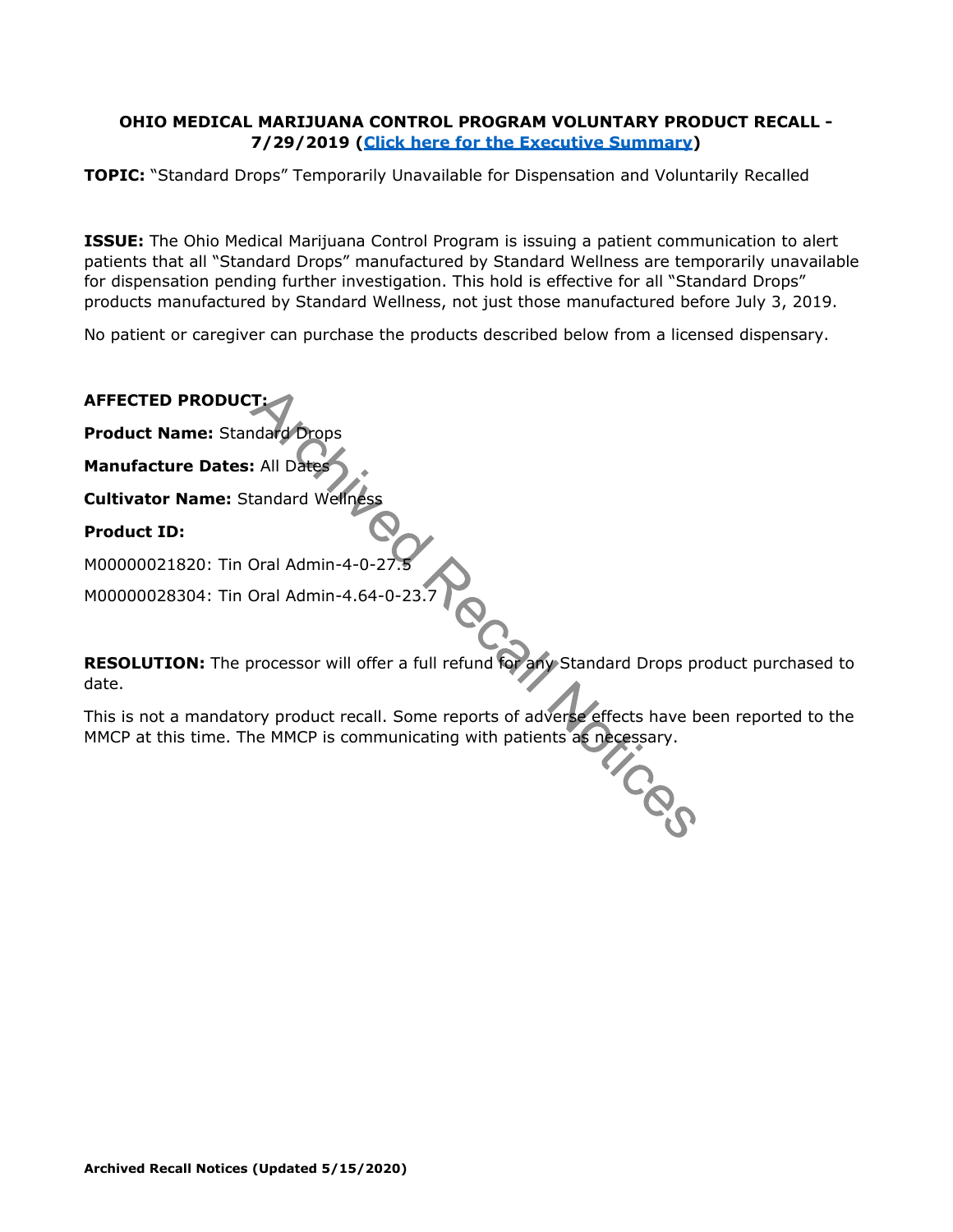**OHIO MEDICAL MARIJUANA CONTROL PROGRAM VOLUNTARY PRODUCT RECALL - 7/29/2019 (Click here for the Executive Summary)**

**TOPIC:** "Standard Drops" Temporarily Unavailable for Dispensation and Voluntarily Recalled

**ISSUE:** The Ohio Medical Marijuana Control Program is issuing a patient communication to alert patients that all "Standard Drops" manufactured by Standard Wellness are temporarily unavailable for dispensation pending further investigation. This hold is effective for all "Standard Drops" products manufactured by Standard Wellness, not just those manufactured before July 3, 2019.

No patient or caregiver can purchase the products described below from a licensed dispensary.

**AFFECTED PRODUCT:**

**Product Name:** Standard Drops

**Manufacture Dates:** All Dates

**Cultivator Name:** Standard Wellness

**Product ID:**

M00000021820: Tin Oral Admin-4-0-27.5

M00000028304: Tin Oral Admin-4.64-0-23.7

**RESOLUTION:** The processor will offer a full refund for any Standard Drops product purchased to date.

This is not a mandatory product recall. Some reports of adverse effects have been reported to the MMCP at this time. The MMCP is communicating with patients as necessary.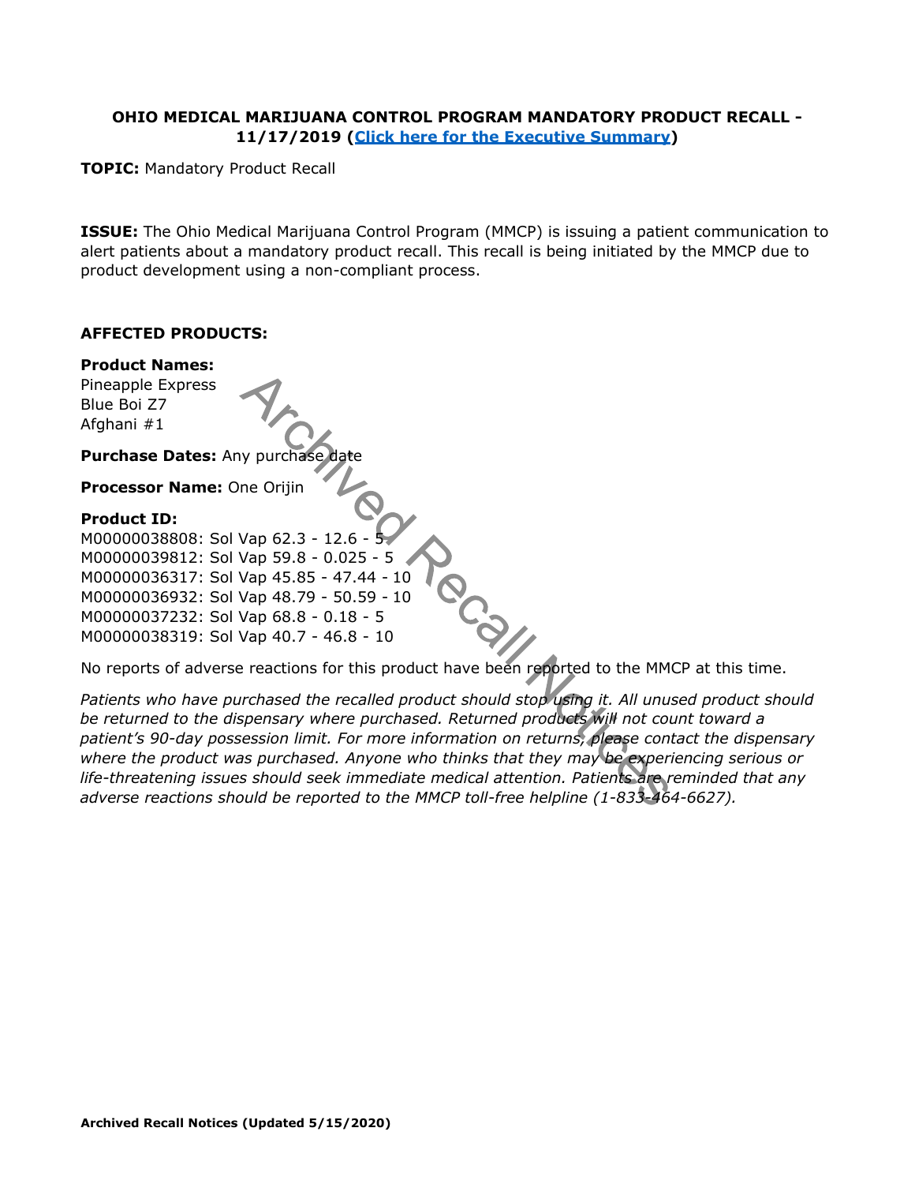**OHIO MEDICAL MARIJUANA CONTROL PROGRAM MANDATORY PRODUCT RECALL - 11/17/2019 ([Click here for the Executive Summary]())**

**TOPIC:** Mandatory Product Recall

**ISSUE:** The Ohio Medical Marijuana Control Program (MMCP) is issuing a patient communication to alert patients about a mandatory product recall. This recall is being initiated by the MMCP due to product development using a non-compliant process.

**AFFECTED PRODUCTS:**

**Product Names:**
Pineapple Express
Blue Boi Z7
Afghani #1

**Purchase Dates:** Any purchase date

**Processor Name:** One Orijin

**Product ID:**
M00000038808: Sol Vap 62.3 - 12.6 - 5
M00000039812: Sol Vap 59.8 - 0.025 - 5
M00000036317: Sol Vap 45.85 - 47.44 - 10
M00000036932: Sol Vap 48.79 - 50.59 - 10
M00000037232: Sol Vap 68.8 - 0.18 - 5
M00000038319: Sol Vap 40.7 - 46.8 - 10

No reports of adverse reactions for this product have been reported to the MMCP at this time.

*Patients who have purchased the recalled product should stop using it. All unused product should be returned to the dispensary where purchased. Returned products will not count toward a patient's 90-day possession limit. For more information on returns, please contact the dispensary where the product was purchased. Anyone who thinks that they may be experiencing serious or life-threatening issues should seek immediate medical attention. Patients are reminded that any adverse reactions should be reported to the MMCP toll-free helpline (1-833-464-6627).*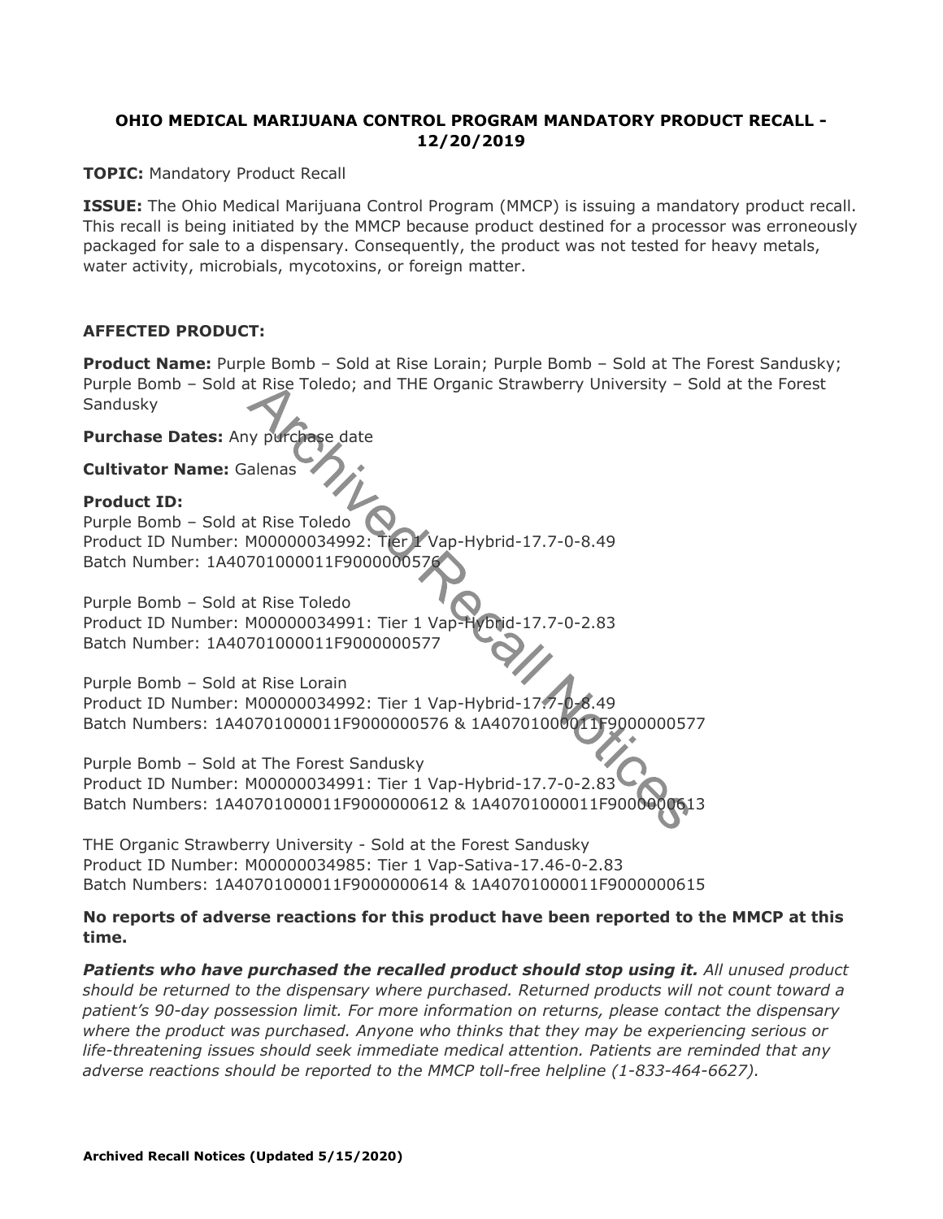## OHIO MEDICAL MARIJUANA CONTROL PROGRAM MANDATORY PRODUCT RECALL - 12/20/2019

**TOPIC:** Mandatory Product Recall

**ISSUE:** The Ohio Medical Marijuana Control Program (MMCP) is issuing a mandatory product recall. This recall is being initiated by the MMCP because product destined for a processor was erroneously packaged for sale to a dispensary. Consequently, the product was not tested for heavy metals, water activity, microbials, mycotoxins, or foreign matter.

**AFFECTED PRODUCT:**

**Product Name:** Purple Bomb – Sold at Rise Lorain; Purple Bomb – Sold at The Forest Sandusky; Purple Bomb – Sold at Rise Toledo; and THE Organic Strawberry University – Sold at the Forest Sandusky

**Purchase Dates:** Any purchase date

**Cultivator Name:** Galenas

**Product ID:**
Purple Bomb – Sold at Rise Toledo
Product ID Number: M00000034992: Tier 1 Vap-Hybrid-17.7-0-8.49
Batch Number: 1A40701000011F9000000576

Purple Bomb – Sold at Rise Toledo
Product ID Number: M00000034991: Tier 1 Vap-Hybrid-17.7-0-2.83
Batch Number: 1A40701000011F9000000577

Purple Bomb – Sold at Rise Lorain
Product ID Number: M00000034992: Tier 1 Vap-Hybrid-17.7-0-8.49
Batch Numbers: 1A40701000011F9000000576 & 1A40701000011F9000000577

Purple Bomb – Sold at The Forest Sandusky
Product ID Number: M00000034991: Tier 1 Vap-Hybrid-17.7-0-2.83
Batch Numbers: 1A40701000011F9000000612 & 1A40701000011F9000000613

THE Organic Strawberry University - Sold at the Forest Sandusky
Product ID Number: M00000034985: Tier 1 Vap-Sativa-17.46-0-2.83
Batch Numbers: 1A40701000011F9000000614 & 1A40701000011F9000000615

**No reports of adverse reactions for this product have been reported to the MMCP at this time.**

***Patients who have purchased the recalled product should stop using it.*** *All unused product should be returned to the dispensary where purchased. Returned products will not count toward a patient's 90-day possession limit. For more information on returns, please contact the dispensary where the product was purchased. Anyone who thinks that they may be experiencing serious or life-threatening issues should seek immediate medical attention. Patients are reminded that any adverse reactions should be reported to the MMCP toll-free helpline (1-833-464-6627).*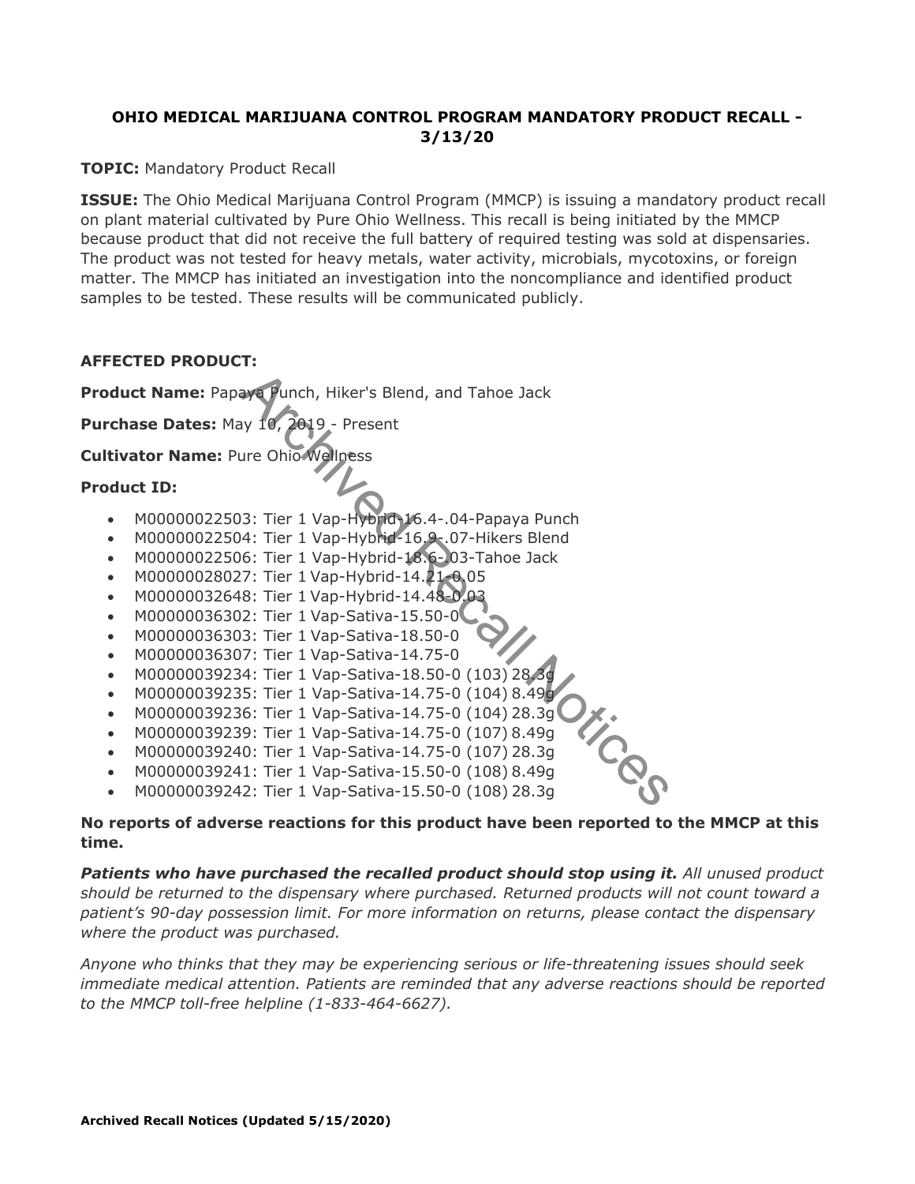**OHIO MEDICAL MARIJUANA CONTROL PROGRAM MANDATORY PRODUCT RECALL - 3/13/20**

**TOPIC:** Mandatory Product Recall

**ISSUE:** The Ohio Medical Marijuana Control Program (MMCP) is issuing a mandatory product recall on plant material cultivated by Pure Ohio Wellness. This recall is being initiated by the MMCP because product that did not receive the full battery of required testing was sold at dispensaries. The product was not tested for heavy metals, water activity, microbials, mycotoxins, or foreign matter. The MMCP has initiated an investigation into the noncompliance and identified product samples to be tested. These results will be communicated publicly.

**AFFECTED PRODUCT:**

**Product Name:** Papaya Punch, Hiker's Blend, and Tahoe Jack

**Purchase Dates:** May 10, 2019 - Present

**Cultivator Name:** Pure Ohio Wellness

**Product ID:**

- M00000022503: Tier 1 Vap-Hybrid-16.4-.04-Papaya Punch
- M00000022504: Tier 1 Vap-Hybrid-16.9-.07-Hikers Blend
- M00000022506: Tier 1 Vap-Hybrid-18.6-.03-Tahoe Jack
- M00000028027: Tier 1 Vap-Hybrid-14.21-0.05
- M00000032648: Tier 1 Vap-Hybrid-14.48-0.03
- M00000036302: Tier 1 Vap-Sativa-15.50-0
- M00000036303: Tier 1 Vap-Sativa-18.50-0
- M00000036307: Tier 1 Vap-Sativa-14.75-0
- M00000039234: Tier 1 Vap-Sativa-18.50-0 (103) 28.3g
- M00000039235: Tier 1 Vap-Sativa-14.75-0 (104) 8.49g
- M00000039236: Tier 1 Vap-Sativa-14.75-0 (104) 28.3g
- M00000039239: Tier 1 Vap-Sativa-14.75-0 (107) 8.49g
- M00000039240: Tier 1 Vap-Sativa-14.75-0 (107) 28.3g
- M00000039241: Tier 1 Vap-Sativa-15.50-0 (108) 8.49g
- M00000039242: Tier 1 Vap-Sativa-15.50-0 (108) 28.3g

**No reports of adverse reactions for this product have been reported to the MMCP at this time.**

***Patients who have purchased the recalled product should stop using it.*** *All unused product should be returned to the dispensary where purchased. Returned products will not count toward a patient's 90-day possession limit. For more information on returns, please contact the dispensary where the product was purchased.*

*Anyone who thinks that they may be experiencing serious or life-threatening issues should seek immediate medical attention. Patients are reminded that any adverse reactions should be reported to the MMCP toll-free helpline (1-833-464-6627).*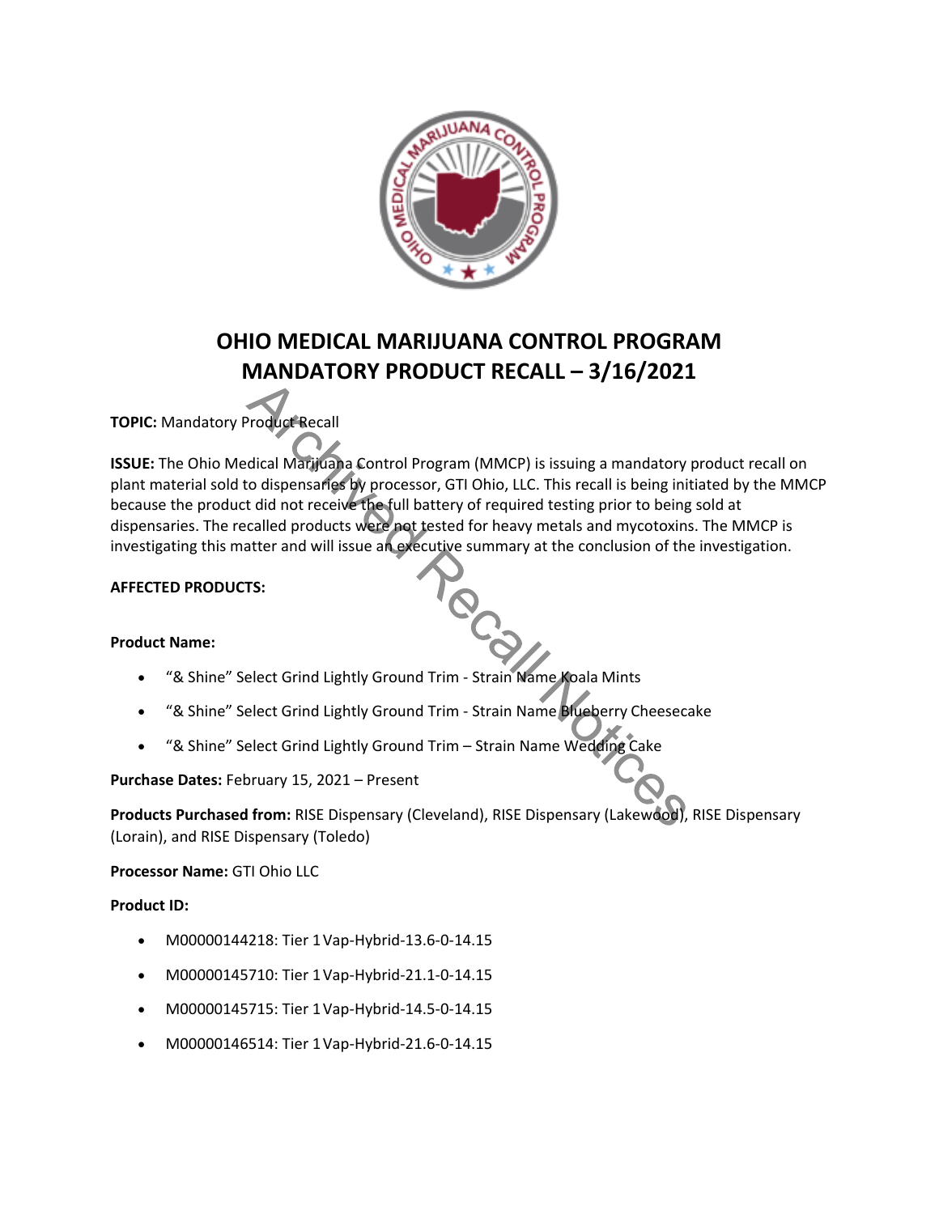# OHIO MEDICAL MARIJUANA CONTROL PROGRAM
# MANDATORY PRODUCT RECALL – 3/16/2021

**TOPIC:** Mandatory Product Recall

**ISSUE:** The Ohio Medical Marijuana Control Program (MMCP) is issuing a mandatory product recall on plant material sold to dispensaries by processor, GTI Ohio, LLC. This recall is being initiated by the MMCP because the product did not receive the full battery of required testing prior to being sold at dispensaries. The recalled products were not tested for heavy metals and mycotoxins. The MMCP is investigating this matter and will issue an executive summary at the conclusion of the investigation.

**AFFECTED PRODUCTS:**

**Product Name:**

- "& Shine" Select Grind Lightly Ground Trim - Strain Name Koala Mints
- "& Shine" Select Grind Lightly Ground Trim - Strain Name Blueberry Cheesecake
- "& Shine" Select Grind Lightly Ground Trim – Strain Name Wedding Cake

**Purchase Dates:** February 15, 2021 – Present

**Products Purchased from:** RISE Dispensary (Cleveland), RISE Dispensary (Lakewood), RISE Dispensary (Lorain), and RISE Dispensary (Toledo)

**Processor Name:** GTI Ohio LLC

**Product ID:**

- M00000144218: Tier 1 Vap-Hybrid-13.6-0-14.15
- M00000145710: Tier 1 Vap-Hybrid-21.1-0-14.15
- M00000145715: Tier 1 Vap-Hybrid-14.5-0-14.15
- M00000146514: Tier 1 Vap-Hybrid-21.6-0-14.15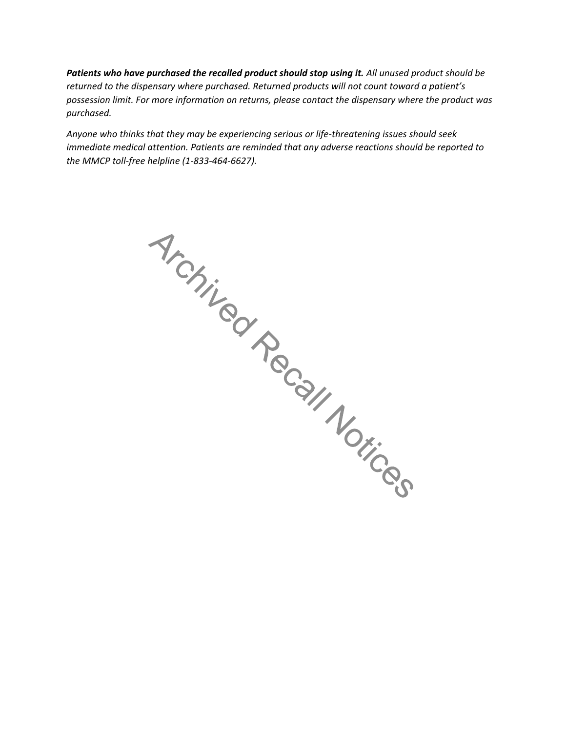***Patients who have purchased the recalled product should stop using it.*** *All unused product should be returned to the dispensary where purchased. Returned products will not count toward a patient's possession limit. For more information on returns, please contact the dispensary where the product was purchased.*

*Anyone who thinks that they may be experiencing serious or life-threatening issues should seek immediate medical attention. Patients are reminded that any adverse reactions should be reported to the MMCP toll-free helpline (1-833-464-6627).*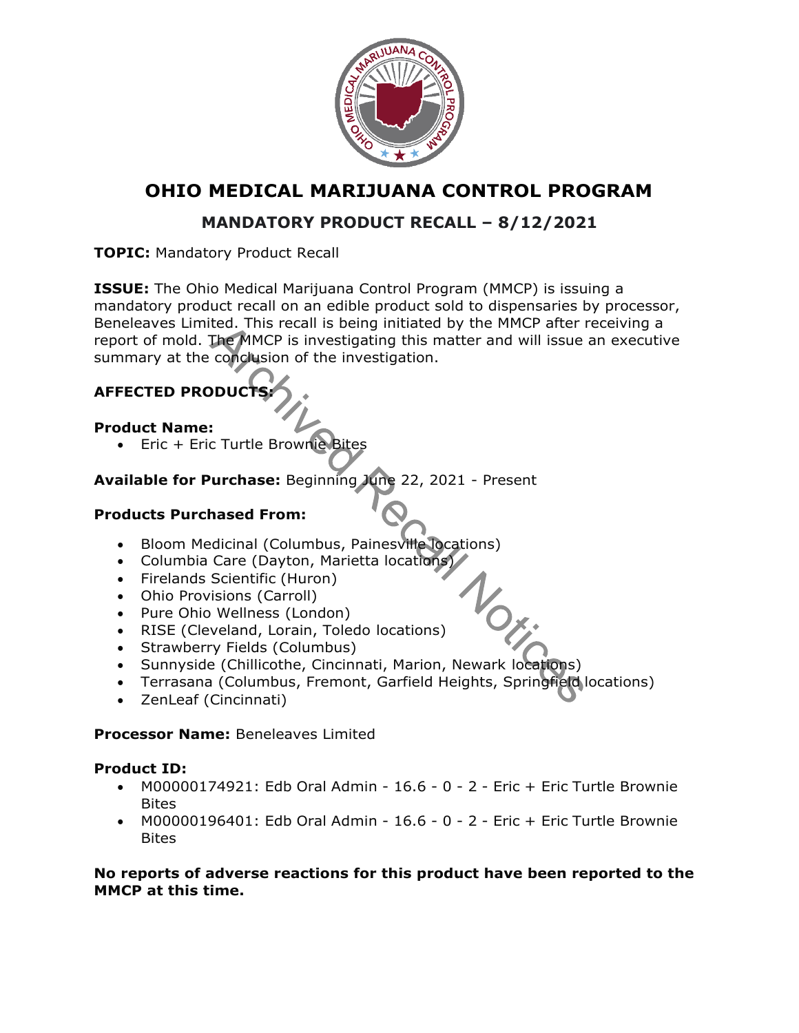# OHIO MEDICAL MARIJUANA CONTROL PROGRAM

## MANDATORY PRODUCT RECALL – 8/12/2021

**TOPIC:** Mandatory Product Recall

**ISSUE:** The Ohio Medical Marijuana Control Program (MMCP) is issuing a mandatory product recall on an edible product sold to dispensaries by processor, Beneleaves Limited. This recall is being initiated by the MMCP after receiving a report of mold. The MMCP is investigating this matter and will issue an executive summary at the conclusion of the investigation.

**AFFECTED PRODUCTS:**

**Product Name:**

- Eric + Eric Turtle Brownie Bites

**Available for Purchase:** Beginning June 22, 2021 - Present

**Products Purchased From:**

- Bloom Medicinal (Columbus, Painesville locations)
- Columbia Care (Dayton, Marietta locations)
- Firelands Scientific (Huron)
- Ohio Provisions (Carroll)
- Pure Ohio Wellness (London)
- RISE (Cleveland, Lorain, Toledo locations)
- Strawberry Fields (Columbus)
- Sunnyside (Chillicothe, Cincinnati, Marion, Newark locations)
- Terrasana (Columbus, Fremont, Garfield Heights, Springfield locations)
- ZenLeaf (Cincinnati)

**Processor Name:** Beneleaves Limited

**Product ID:**

- M00000174921: Edb Oral Admin - 16.6 - 0 - 2 - Eric + Eric Turtle Brownie Bites
- M00000196401: Edb Oral Admin - 16.6 - 0 - 2 - Eric + Eric Turtle Brownie Bites

**No reports of adverse reactions for this product have been reported to the MMCP at this time.**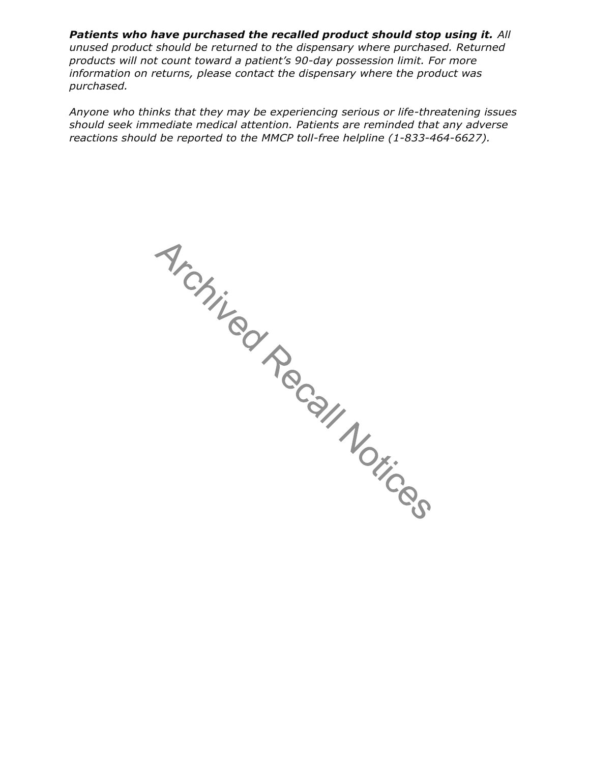***Patients who have purchased the recalled product should stop using it.*** *All unused product should be returned to the dispensary where purchased. Returned products will not count toward a patient's 90-day possession limit. For more information on returns, please contact the dispensary where the product was purchased.*

*Anyone who thinks that they may be experiencing serious or life-threatening issues should seek immediate medical attention. Patients are reminded that any adverse reactions should be reported to the MMCP toll-free helpline (1-833-464-6627).*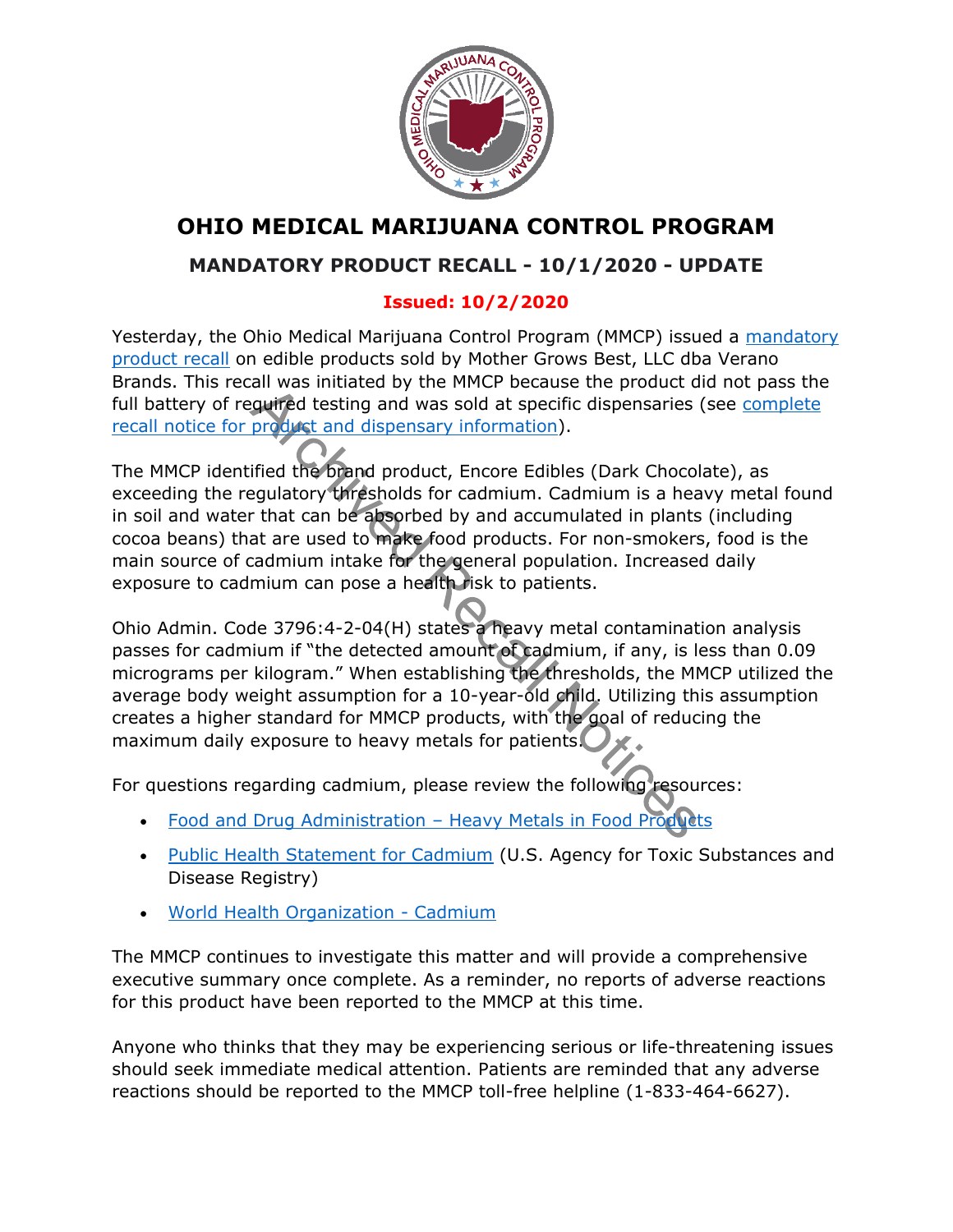# OHIO MEDICAL MARIJUANA CONTROL PROGRAM

## MANDATORY PRODUCT RECALL - 10/1/2020 - UPDATE

**Issued: 10/2/2020**

Yesterday, the Ohio Medical Marijuana Control Program (MMCP) issued a mandatory product recall on edible products sold by Mother Grows Best, LLC dba Verano Brands. This recall was initiated by the MMCP because the product did not pass the full battery of required testing and was sold at specific dispensaries (see complete recall notice for product and dispensary information).

The MMCP identified the brand product, Encore Edibles (Dark Chocolate), as exceeding the regulatory thresholds for cadmium. Cadmium is a heavy metal found in soil and water that can be absorbed by and accumulated in plants (including cocoa beans) that are used to make food products. For non-smokers, food is the main source of cadmium intake for the general population. Increased daily exposure to cadmium can pose a health risk to patients.

Ohio Admin. Code 3796:4-2-04(H) states a heavy metal contamination analysis passes for cadmium if "the detected amount of cadmium, if any, is less than 0.09 micrograms per kilogram." When establishing the thresholds, the MMCP utilized the average body weight assumption for a 10-year-old child. Utilizing this assumption creates a higher standard for MMCP products, with the goal of reducing the maximum daily exposure to heavy metals for patients.

For questions regarding cadmium, please review the following resources:

- Food and Drug Administration – Heavy Metals in Food Products
- Public Health Statement for Cadmium (U.S. Agency for Toxic Substances and Disease Registry)
- World Health Organization - Cadmium

The MMCP continues to investigate this matter and will provide a comprehensive executive summary once complete. As a reminder, no reports of adverse reactions for this product have been reported to the MMCP at this time.

Anyone who thinks that they may be experiencing serious or life-threatening issues should seek immediate medical attention. Patients are reminded that any adverse reactions should be reported to the MMCP toll-free helpline (1-833-464-6627).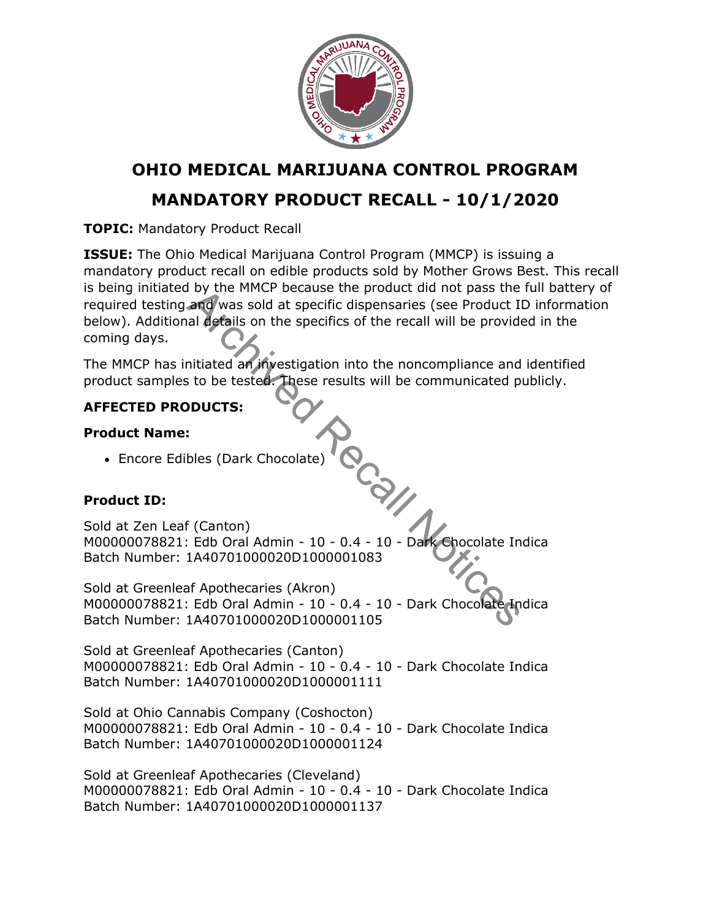# OHIO MEDICAL MARIJUANA CONTROL PROGRAM

## MANDATORY PRODUCT RECALL - 10/1/2020

**TOPIC:** Mandatory Product Recall

**ISSUE:** The Ohio Medical Marijuana Control Program (MMCP) is issuing a mandatory product recall on edible products sold by Mother Grows Best. This recall is being initiated by the MMCP because the product did not pass the full battery of required testing and was sold at specific dispensaries (see Product ID information below). Additional details on the specifics of the recall will be provided in the coming days.

The MMCP has initiated an investigation into the noncompliance and identified product samples to be tested. These results will be communicated publicly.

**AFFECTED PRODUCTS:**

**Product Name:**

- Encore Edibles (Dark Chocolate)

**Product ID:**

Sold at Zen Leaf (Canton)
M00000078821: Edb Oral Admin - 10 - 0.4 - 10 - Dark Chocolate Indica
Batch Number: 1A40701000020D1000001083

Sold at Greenleaf Apothecaries (Akron)
M00000078821: Edb Oral Admin - 10 - 0.4 - 10 - Dark Chocolate Indica
Batch Number: 1A40701000020D1000001105

Sold at Greenleaf Apothecaries (Canton)
M00000078821: Edb Oral Admin - 10 - 0.4 - 10 - Dark Chocolate Indica
Batch Number: 1A40701000020D1000001111

Sold at Ohio Cannabis Company (Coshocton)
M00000078821: Edb Oral Admin - 10 - 0.4 - 10 - Dark Chocolate Indica
Batch Number: 1A40701000020D1000001124

Sold at Greenleaf Apothecaries (Cleveland)
M00000078821: Edb Oral Admin - 10 - 0.4 - 10 - Dark Chocolate Indica
Batch Number: 1A40701000020D1000001137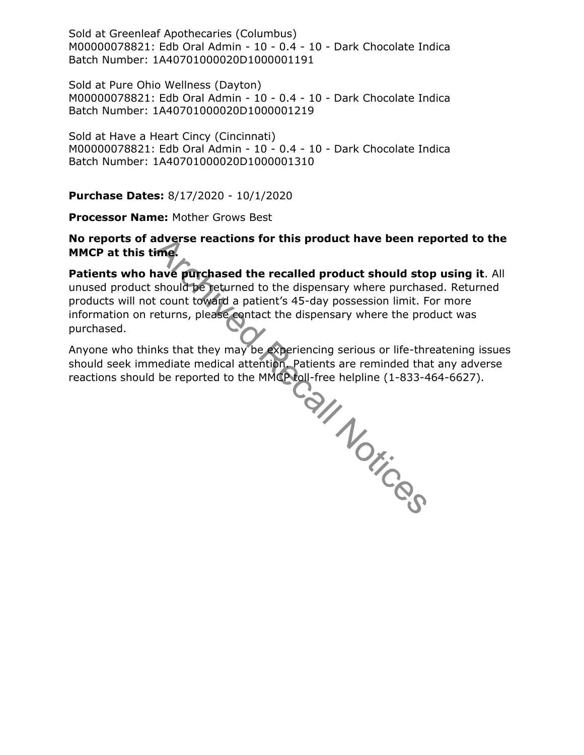Sold at Greenleaf Apothecaries (Columbus)
M00000078821: Edb Oral Admin - 10 - 0.4 - 10 - Dark Chocolate Indica
Batch Number: 1A40701000020D1000001191

Sold at Pure Ohio Wellness (Dayton)
M00000078821: Edb Oral Admin - 10 - 0.4 - 10 - Dark Chocolate Indica
Batch Number: 1A40701000020D1000001219

Sold at Have a Heart Cincy (Cincinnati)
M00000078821: Edb Oral Admin - 10 - 0.4 - 10 - Dark Chocolate Indica
Batch Number: 1A40701000020D1000001310

**Purchase Dates:** 8/17/2020 - 10/1/2020

**Processor Name:** Mother Grows Best

**No reports of adverse reactions for this product have been reported to the MMCP at this time.**

**Patients who have purchased the recalled product should stop using it**. All unused product should be returned to the dispensary where purchased. Returned products will not count toward a patient's 45-day possession limit. For more information on returns, please contact the dispensary where the product was purchased.

Anyone who thinks that they may be experiencing serious or life-threatening issues should seek immediate medical attention. Patients are reminded that any adverse reactions should be reported to the MMCP toll-free helpline (1-833-464-6627).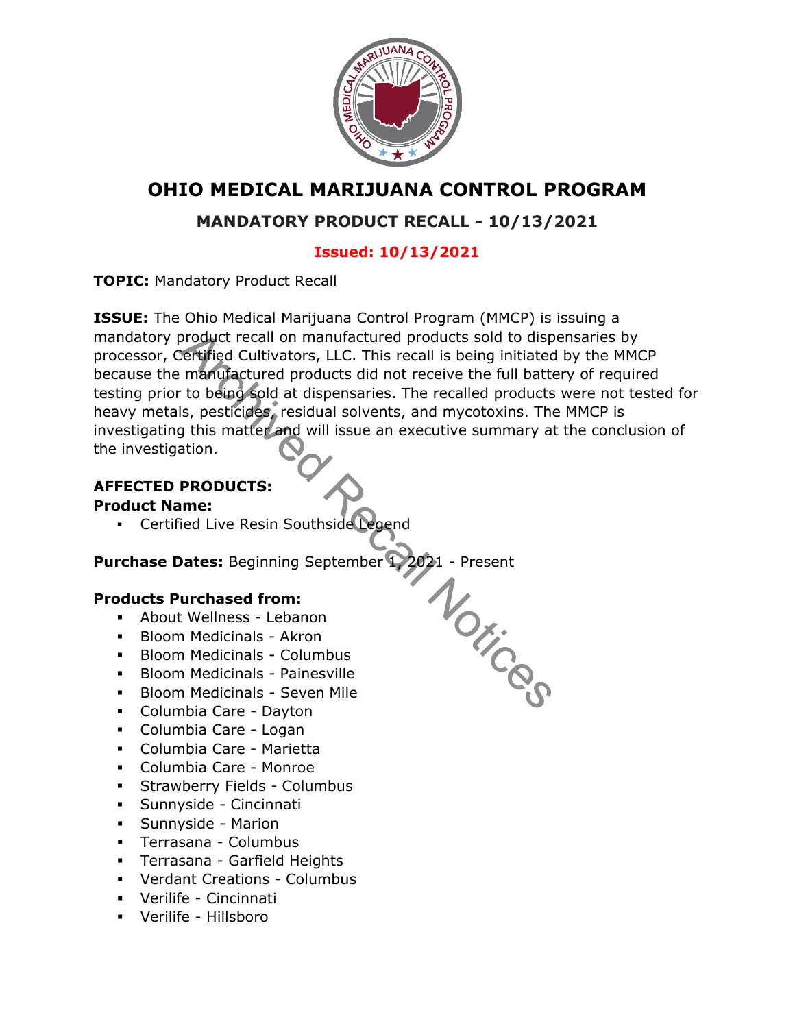# OHIO MEDICAL MARIJUANA CONTROL PROGRAM

## MANDATORY PRODUCT RECALL - 10/13/2021

**Issued: 10/13/2021**

**TOPIC:** Mandatory Product Recall

**ISSUE:** The Ohio Medical Marijuana Control Program (MMCP) is issuing a mandatory product recall on manufactured products sold to dispensaries by processor, Certified Cultivators, LLC. This recall is being initiated by the MMCP because the manufactured products did not receive the full battery of required testing prior to being sold at dispensaries. The recalled products were not tested for heavy metals, pesticides, residual solvents, and mycotoxins. The MMCP is investigating this matter and will issue an executive summary at the conclusion of the investigation.

**AFFECTED PRODUCTS:**

**Product Name:**

- Certified Live Resin Southside Legend

**Purchase Dates:** Beginning September 1, 2021 - Present

**Products Purchased from:**

- About Wellness - Lebanon
- Bloom Medicinals - Akron
- Bloom Medicinals - Columbus
- Bloom Medicinals - Painesville
- Bloom Medicinals - Seven Mile
- Columbia Care - Dayton
- Columbia Care - Logan
- Columbia Care - Marietta
- Columbia Care - Monroe
- Strawberry Fields - Columbus
- Sunnyside - Cincinnati
- Sunnyside - Marion
- Terrasana - Columbus
- Terrasana - Garfield Heights
- Verdant Creations - Columbus
- Verilife - Cincinnati
- Verilife - Hillsboro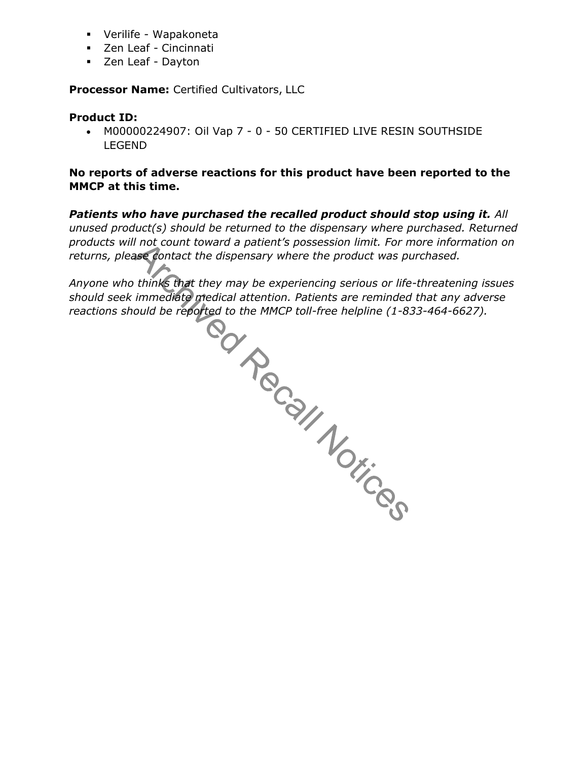- Verilife - Wapakoneta
- Zen Leaf - Cincinnati
- Zen Leaf - Dayton

**Processor Name:** Certified Cultivators, LLC

**Product ID:**

- M00000224907: Oil Vap 7 - 0 - 50 CERTIFIED LIVE RESIN SOUTHSIDE LEGEND

**No reports of adverse reactions for this product have been reported to the MMCP at this time.**

***Patients who have purchased the recalled product should stop using it.*** *All unused product(s) should be returned to the dispensary where purchased. Returned products will not count toward a patient's possession limit. For more information on returns, please contact the dispensary where the product was purchased.*

*Anyone who thinks that they may be experiencing serious or life-threatening issues should seek immediate medical attention. Patients are reminded that any adverse reactions should be reported to the MMCP toll-free helpline (1-833-464-6627).*

Archived Recall Notices